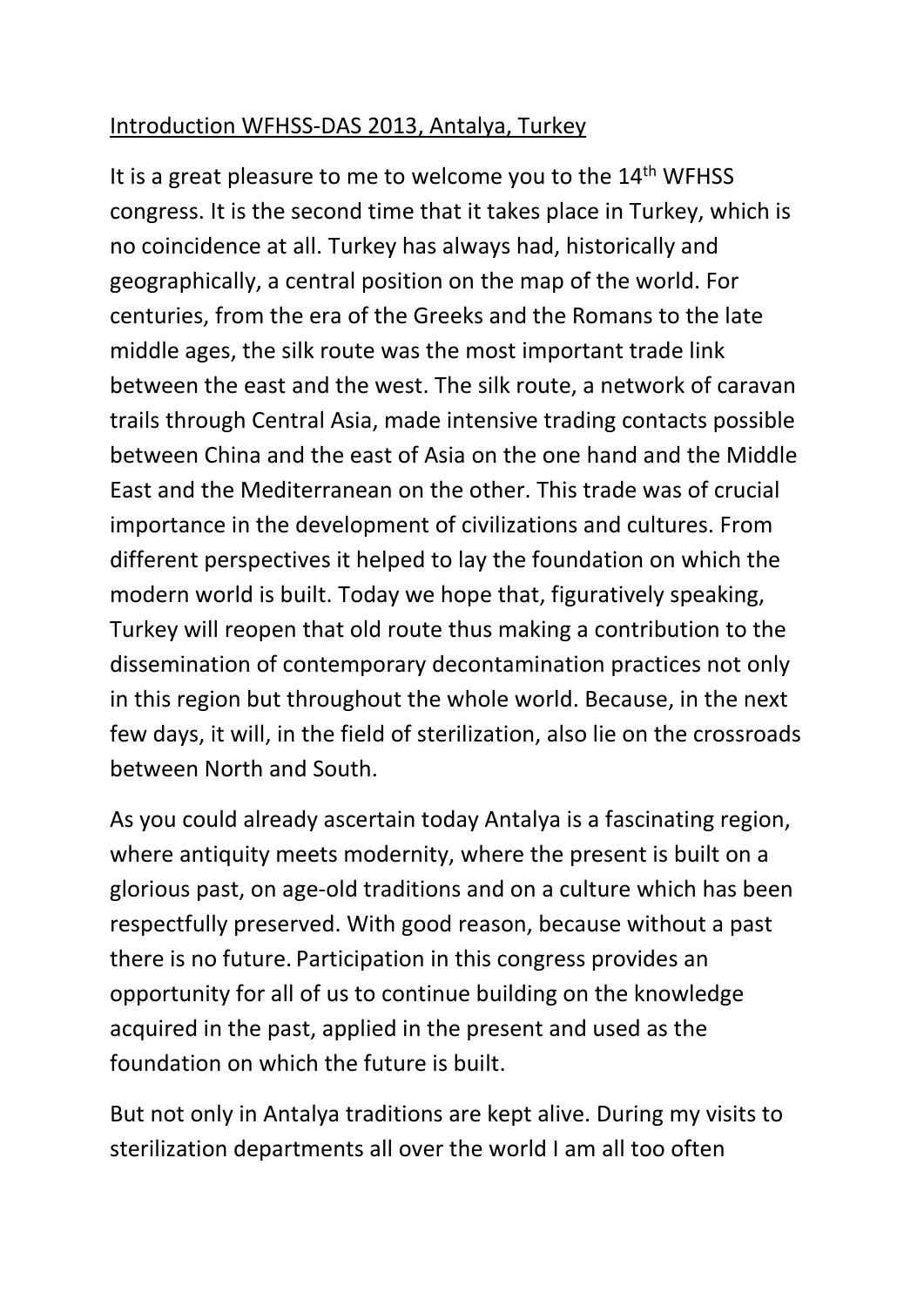Introduction WFHSS-DAS 2013, Antalya, Turkey

It is a great pleasure to me to welcome you to the 14th WFHSS congress. It is the second time that it takes place in Turkey, which is no coincidence at all. Turkey has always had, historically and geographically, a central position on the map of the world. For centuries, from the era of the Greeks and the Romans to the late middle ages, the silk route was the most important trade link between the east and the west. The silk route, a network of caravan trails through Central Asia, made intensive trading contacts possible between China and the east of Asia on the one hand and the Middle East and the Mediterranean on the other. This trade was of crucial importance in the development of civilizations and cultures. From different perspectives it helped to lay the foundation on which the modern world is built. Today we hope that, figuratively speaking, Turkey will reopen that old route thus making a contribution to the dissemination of contemporary decontamination practices not only in this region but throughout the whole world. Because, in the next few days, it will, in the field of sterilization, also lie on the crossroads between North and South.

As you could already ascertain today Antalya is a fascinating region, where antiquity meets modernity, where the present is built on a glorious past, on age-old traditions and on a culture which has been respectfully preserved. With good reason, because without a past there is no future. Participation in this congress provides an opportunity for all of us to continue building on the knowledge acquired in the past, applied in the present and used as the foundation on which the future is built.

But not only in Antalya traditions are kept alive. During my visits to sterilization departments all over the world I am all too often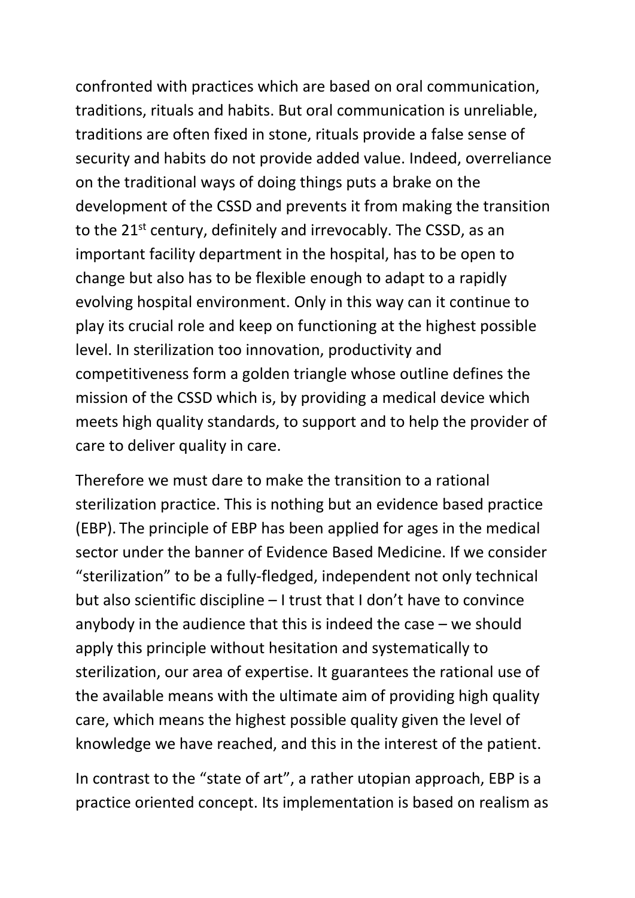confronted with practices which are based on oral communication, traditions, rituals and habits. But oral communication is unreliable, traditions are often fixed in stone, rituals provide a false sense of security and habits do not provide added value. Indeed, overreliance on the traditional ways of doing things puts a brake on the development of the CSSD and prevents it from making the transition to the 21st century, definitely and irrevocably. The CSSD, as an important facility department in the hospital, has to be open to change but also has to be flexible enough to adapt to a rapidly evolving hospital environment. Only in this way can it continue to play its crucial role and keep on functioning at the highest possible level. In sterilization too innovation, productivity and competitiveness form a golden triangle whose outline defines the mission of the CSSD which is, by providing a medical device which meets high quality standards, to support and to help the provider of care to deliver quality in care.

Therefore we must dare to make the transition to a rational sterilization practice. This is nothing but an evidence based practice (EBP). The principle of EBP has been applied for ages in the medical sector under the banner of Evidence Based Medicine. If we consider "sterilization" to be a fully-fledged, independent not only technical but also scientific discipline – I trust that I don't have to convince anybody in the audience that this is indeed the case – we should apply this principle without hesitation and systematically to sterilization, our area of expertise. It guarantees the rational use of the available means with the ultimate aim of providing high quality care, which means the highest possible quality given the level of knowledge we have reached, and this in the interest of the patient.

In contrast to the "state of art", a rather utopian approach, EBP is a practice oriented concept. Its implementation is based on realism as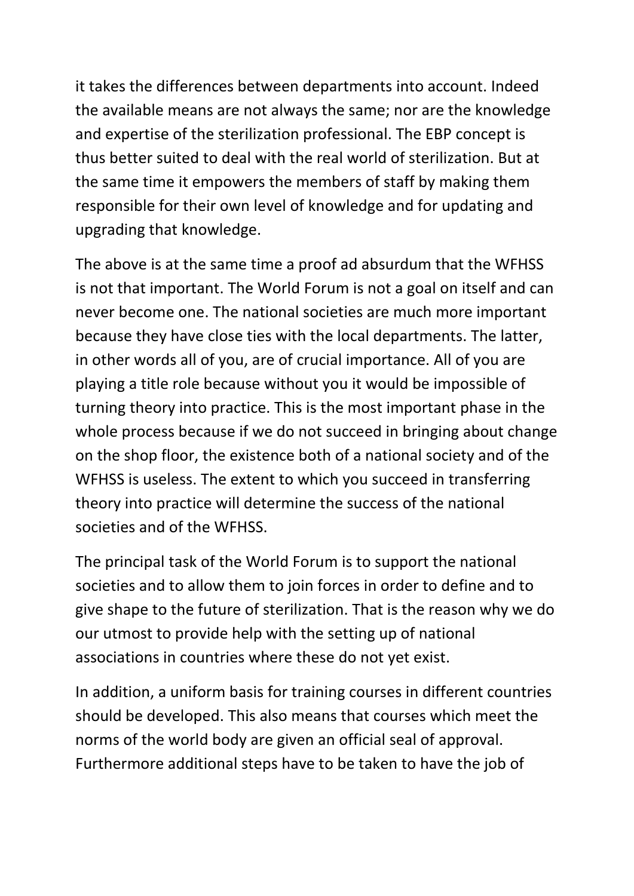it takes the differences between departments into account. Indeed the available means are not always the same; nor are the knowledge and expertise of the sterilization professional. The EBP concept is thus better suited to deal with the real world of sterilization. But at the same time it empowers the members of staff by making them responsible for their own level of knowledge and for updating and upgrading that knowledge.

The above is at the same time a proof ad absurdum that the WFHSS is not that important. The World Forum is not a goal on itself and can never become one. The national societies are much more important because they have close ties with the local departments. The latter, in other words all of you, are of crucial importance. All of you are playing a title role because without you it would be impossible of turning theory into practice. This is the most important phase in the whole process because if we do not succeed in bringing about change on the shop floor, the existence both of a national society and of the WFHSS is useless. The extent to which you succeed in transferring theory into practice will determine the success of the national societies and of the WFHSS.

The principal task of the World Forum is to support the national societies and to allow them to join forces in order to define and to give shape to the future of sterilization. That is the reason why we do our utmost to provide help with the setting up of national associations in countries where these do not yet exist.

In addition, a uniform basis for training courses in different countries should be developed. This also means that courses which meet the norms of the world body are given an official seal of approval. Furthermore additional steps have to be taken to have the job of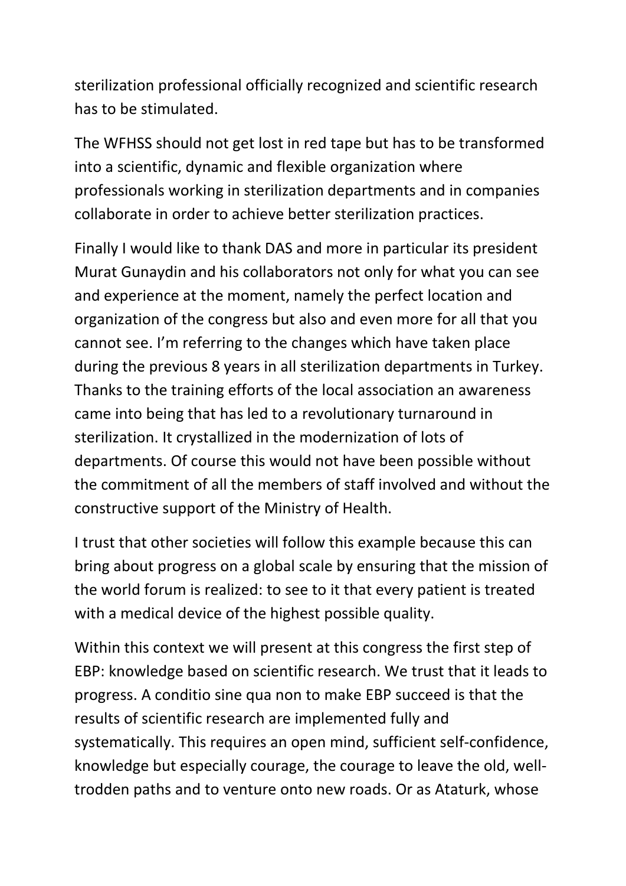sterilization professional officially recognized and scientific research has to be stimulated.

The WFHSS should not get lost in red tape but has to be transformed into a scientific, dynamic and flexible organization where professionals working in sterilization departments and in companies collaborate in order to achieve better sterilization practices.

Finally I would like to thank DAS and more in particular its president Murat Gunaydin and his collaborators not only for what you can see and experience at the moment, namely the perfect location and organization of the congress but also and even more for all that you cannot see. I'm referring to the changes which have taken place during the previous 8 years in all sterilization departments in Turkey. Thanks to the training efforts of the local association an awareness came into being that has led to a revolutionary turnaround in sterilization. It crystallized in the modernization of lots of departments. Of course this would not have been possible without the commitment of all the members of staff involved and without the constructive support of the Ministry of Health.

I trust that other societies will follow this example because this can bring about progress on a global scale by ensuring that the mission of the world forum is realized: to see to it that every patient is treated with a medical device of the highest possible quality.

Within this context we will present at this congress the first step of EBP: knowledge based on scientific research. We trust that it leads to progress. A conditio sine qua non to make EBP succeed is that the results of scientific research are implemented fully and systematically. This requires an open mind, sufficient self-confidence, knowledge but especially courage, the courage to leave the old, well-trodden paths and to venture onto new roads. Or as Ataturk, whose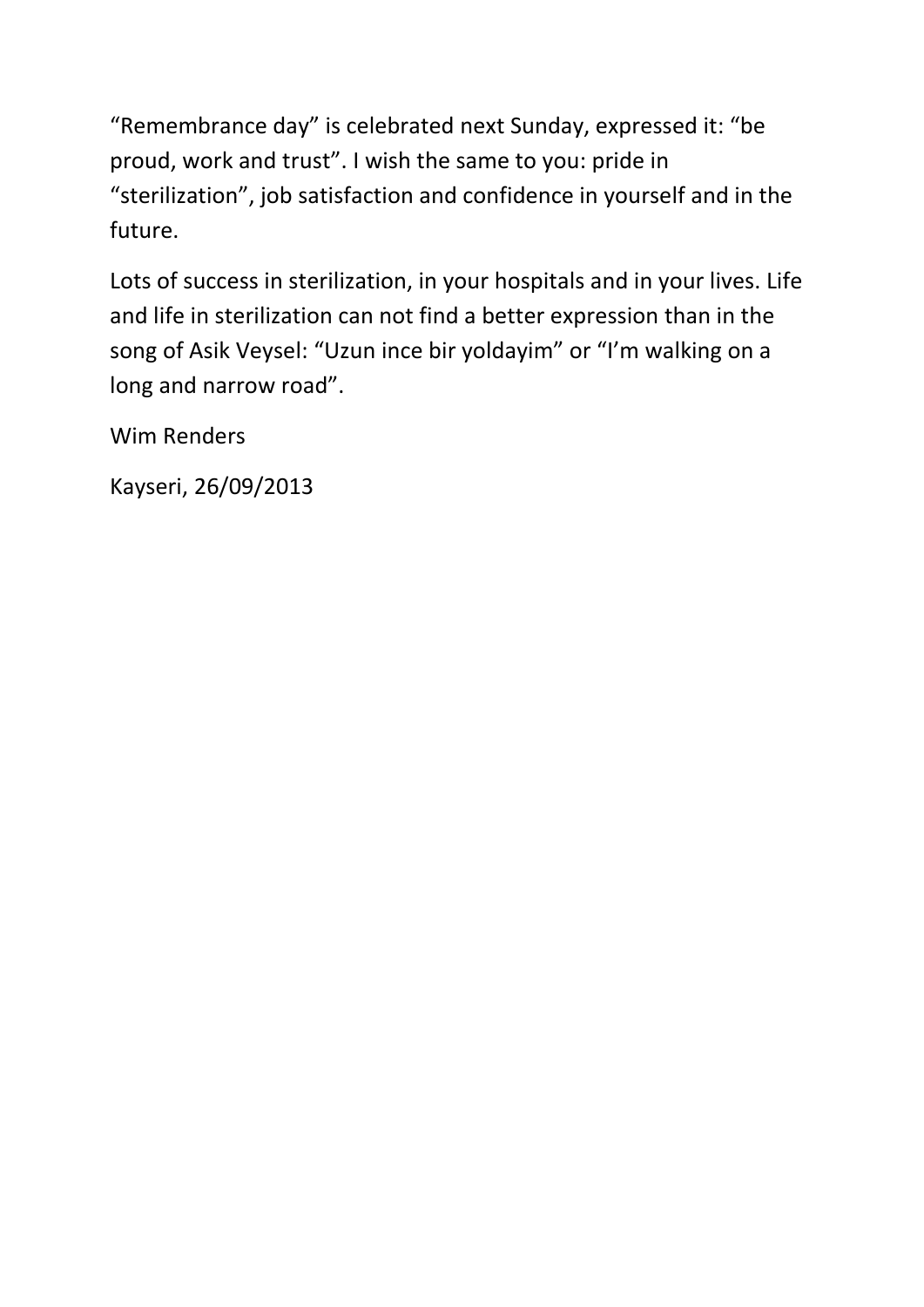“Remembrance day” is celebrated next Sunday, expressed it: “be proud, work and trust”. I wish the same to you: pride in “sterilization”, job satisfaction and confidence in yourself and in the future.

Lots of success in sterilization, in your hospitals and in your lives. Life and life in sterilization can not find a better expression than in the song of Asik Veysel: “Uzun ince bir yoldayim” or “I’m walking on a long and narrow road”.

Wim Renders

Kayseri, 26/09/2013